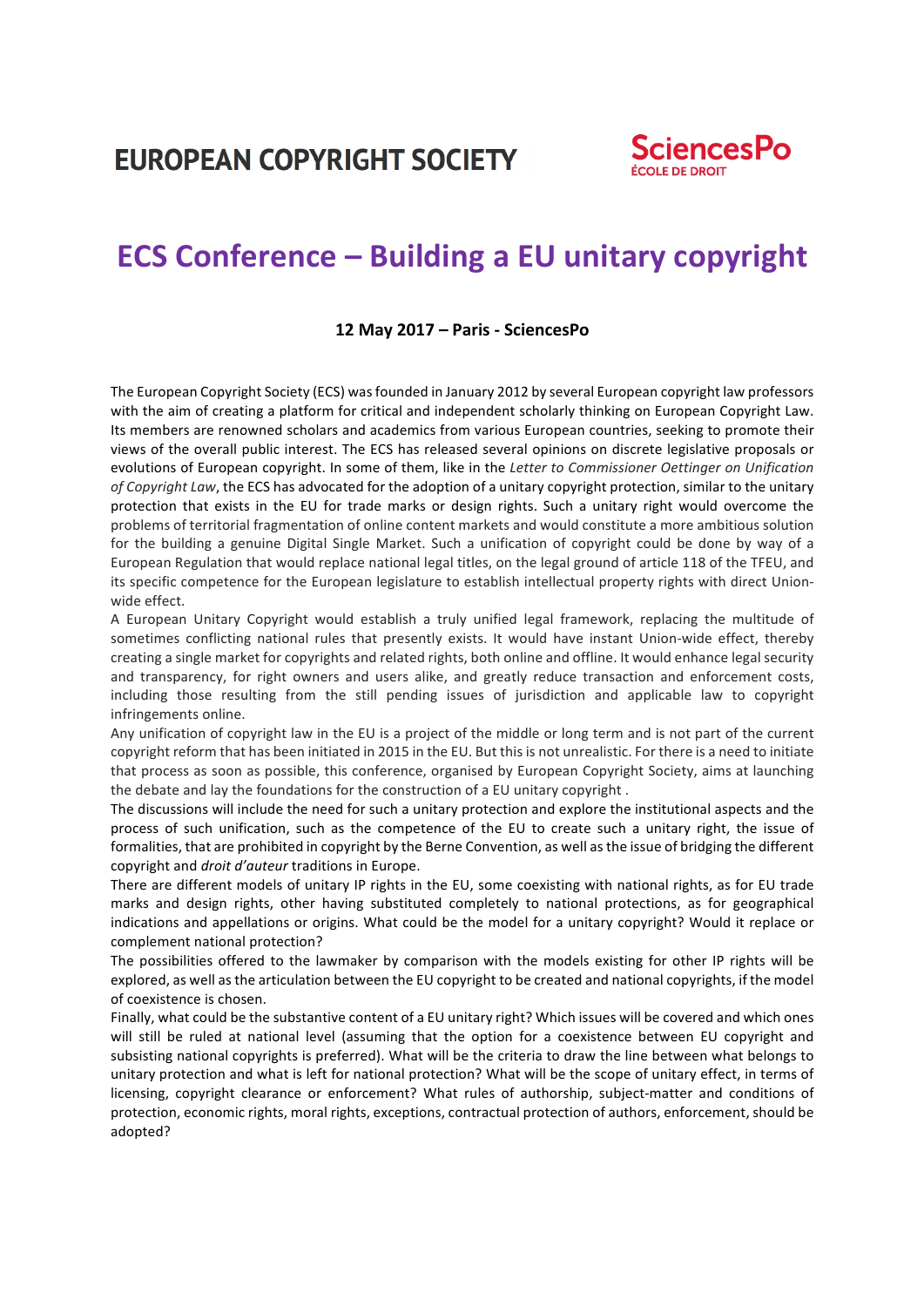**EUROPEAN COPYRIGHT SOCIETY**

**SciencesPo**
ÉCOLE DE DROIT

# ECS Conference – Building a EU unitary copyright

**12 May 2017 – Paris - SciencesPo**

The European Copyright Society (ECS) was founded in January 2012 by several European copyright law professors with the aim of creating a platform for critical and independent scholarly thinking on European Copyright Law. Its members are renowned scholars and academics from various European countries, seeking to promote their views of the overall public interest. The ECS has released several opinions on discrete legislative proposals or evolutions of European copyright. In some of them, like in the *Letter to Commissioner Oettinger on Unification of Copyright Law*, the ECS has advocated for the adoption of a unitary copyright protection, similar to the unitary protection that exists in the EU for trade marks or design rights. Such a unitary right would overcome the problems of territorial fragmentation of online content markets and would constitute a more ambitious solution for the building a genuine Digital Single Market. Such a unification of copyright could be done by way of a European Regulation that would replace national legal titles, on the legal ground of article 118 of the TFEU, and its specific competence for the European legislature to establish intellectual property rights with direct Union-wide effect.

A European Unitary Copyright would establish a truly unified legal framework, replacing the multitude of sometimes conflicting national rules that presently exists. It would have instant Union-wide effect, thereby creating a single market for copyrights and related rights, both online and offline. It would enhance legal security and transparency, for right owners and users alike, and greatly reduce transaction and enforcement costs, including those resulting from the still pending issues of jurisdiction and applicable law to copyright infringements online.

Any unification of copyright law in the EU is a project of the middle or long term and is not part of the current copyright reform that has been initiated in 2015 in the EU. But this is not unrealistic. For there is a need to initiate that process as soon as possible, this conference, organised by European Copyright Society, aims at launching the debate and lay the foundations for the construction of a EU unitary copyright .

The discussions will include the need for such a unitary protection and explore the institutional aspects and the process of such unification, such as the competence of the EU to create such a unitary right, the issue of formalities, that are prohibited in copyright by the Berne Convention, as well as the issue of bridging the different copyright and *droit d'auteur* traditions in Europe.

There are different models of unitary IP rights in the EU, some coexisting with national rights, as for EU trade marks and design rights, other having substituted completely to national protections, as for geographical indications and appellations or origins. What could be the model for a unitary copyright? Would it replace or complement national protection?

The possibilities offered to the lawmaker by comparison with the models existing for other IP rights will be explored, as well as the articulation between the EU copyright to be created and national copyrights, if the model of coexistence is chosen.

Finally, what could be the substantive content of a EU unitary right? Which issues will be covered and which ones will still be ruled at national level (assuming that the option for a coexistence between EU copyright and subsisting national copyrights is preferred). What will be the criteria to draw the line between what belongs to unitary protection and what is left for national protection? What will be the scope of unitary effect, in terms of licensing, copyright clearance or enforcement? What rules of authorship, subject-matter and conditions of protection, economic rights, moral rights, exceptions, contractual protection of authors, enforcement, should be adopted?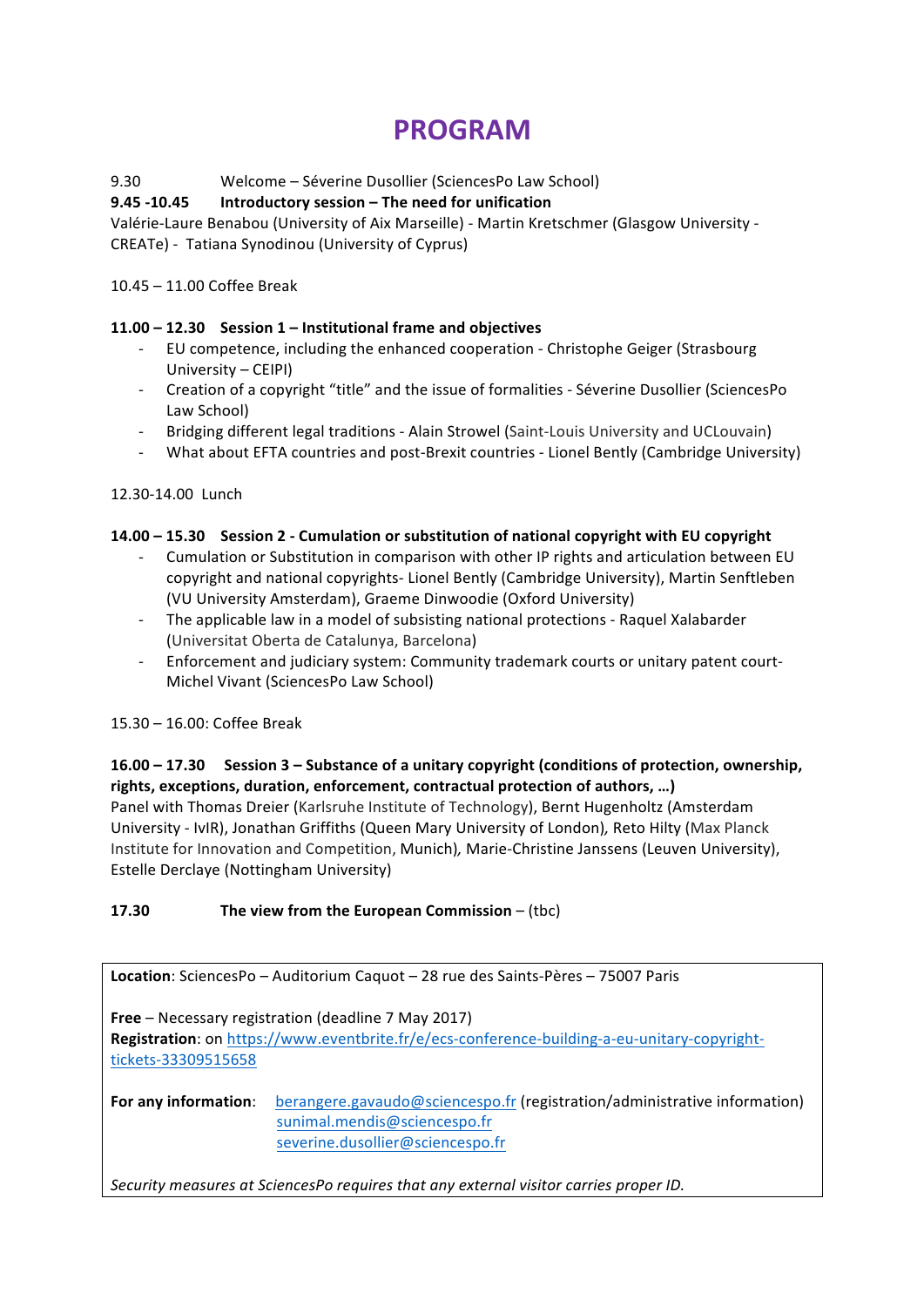# PROGRAM

9.30 Welcome – Séverine Dusollier (SciencesPo Law School)

**9.45 -10.45 Introductory session – The need for unification**

Valérie-Laure Benabou (University of Aix Marseille) - Martin Kretschmer (Glasgow University - CREATe) - Tatiana Synodinou (University of Cyprus)

10.45 – 11.00 Coffee Break

**11.00 – 12.30 Session 1 – Institutional frame and objectives**

- EU competence, including the enhanced cooperation - Christophe Geiger (Strasbourg University – CEIPI)
- Creation of a copyright "title" and the issue of formalities - Séverine Dusollier (SciencesPo Law School)
- Bridging different legal traditions - Alain Strowel (Saint-Louis University and UCLouvain)
- What about EFTA countries and post-Brexit countries - Lionel Bently (Cambridge University)

12.30-14.00 Lunch

**14.00 – 15.30 Session 2 - Cumulation or substitution of national copyright with EU copyright**

- Cumulation or Substitution in comparison with other IP rights and articulation between EU copyright and national copyrights- Lionel Bently (Cambridge University), Martin Senftleben (VU University Amsterdam), Graeme Dinwoodie (Oxford University)
- The applicable law in a model of subsisting national protections - Raquel Xalabarder (Universitat Oberta de Catalunya, Barcelona)
- Enforcement and judiciary system: Community trademark courts or unitary patent court- Michel Vivant (SciencesPo Law School)

15.30 – 16.00: Coffee Break

**16.00 – 17.30 Session 3 – Substance of a unitary copyright (conditions of protection, ownership, rights, exceptions, duration, enforcement, contractual protection of authors, …)**

Panel with Thomas Dreier (Karlsruhe Institute of Technology), Bernt Hugenholtz (Amsterdam University - IvIR), Jonathan Griffiths (Queen Mary University of London), Reto Hilty (Max Planck Institute for Innovation and Competition, Munich), Marie-Christine Janssens (Leuven University), Estelle Derclaye (Nottingham University)

**17.30 The view from the European Commission** – (tbc)

**Location**: SciencesPo – Auditorium Caquot – 28 rue des Saints-Pères – 75007 Paris

**Free** – Necessary registration (deadline 7 May 2017)
**Registration**: on https://www.eventbrite.fr/e/ecs-conference-building-a-eu-unitary-copyright-tickets-33309515658

**For any information**: berangere.gavaudo@sciencespo.fr (registration/administrative information)
sunimal.mendis@sciencespo.fr
severine.dusollier@sciencespo.fr

*Security measures at SciencesPo requires that any external visitor carries proper ID.*